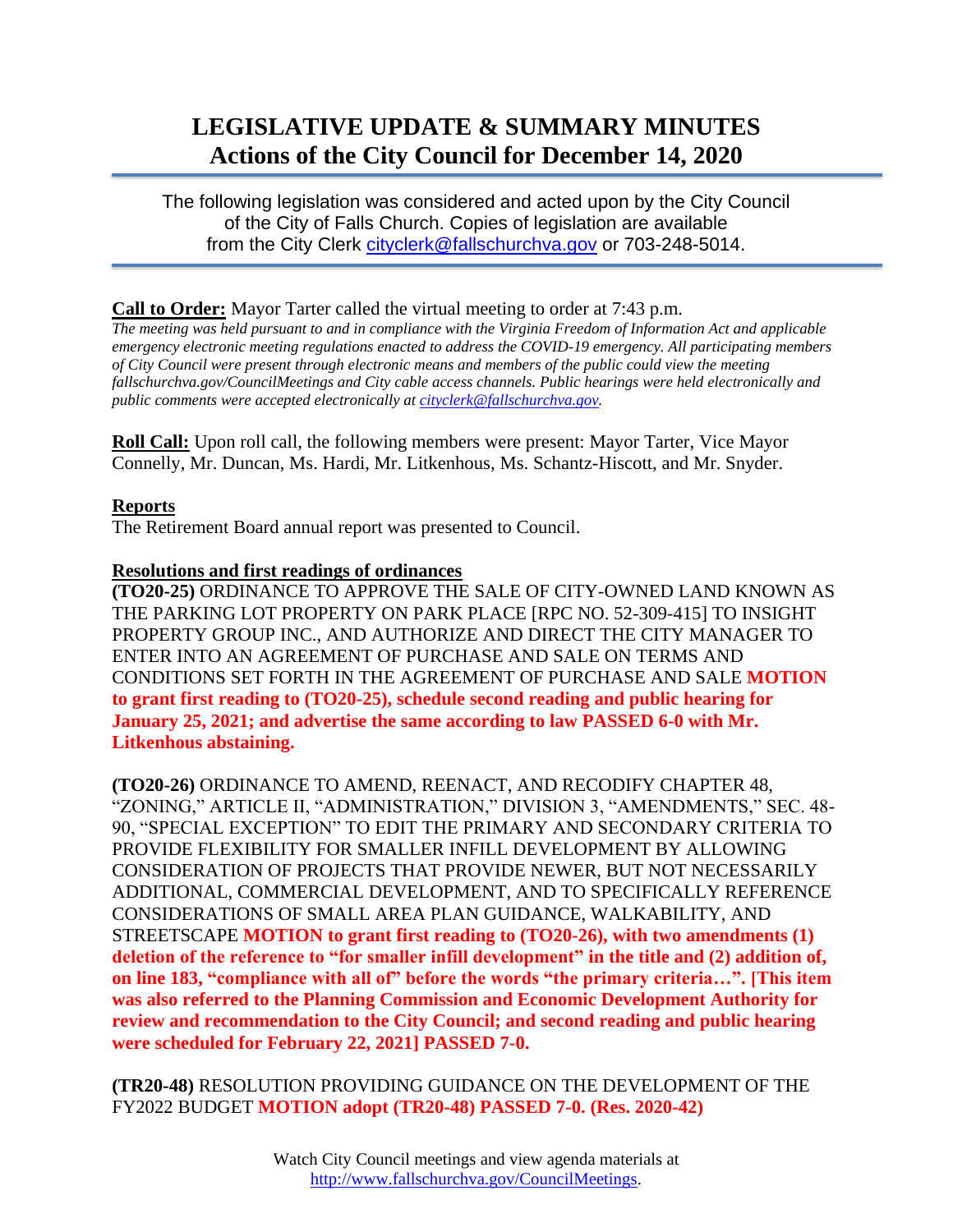# LEGISLATIVE UPDATE & SUMMARY MINUTES
## Actions of the City Council for December 14, 2020

The following legislation was considered and acted upon by the City Council of the City of Falls Church. Copies of legislation are available from the City Clerk cityclerk@fallschurchva.gov or 703-248-5014.

**Call to Order:** Mayor Tarter called the virtual meeting to order at 7:43 p.m.

*The meeting was held pursuant to and in compliance with the Virginia Freedom of Information Act and applicable emergency electronic meeting regulations enacted to address the COVID-19 emergency. All participating members of City Council were present through electronic means and members of the public could view the meeting fallschurchva.gov/CouncilMeetings and City cable access channels. Public hearings were held electronically and public comments were accepted electronically at cityclerk@fallschurchva.gov.*

**Roll Call:** Upon roll call, the following members were present: Mayor Tarter, Vice Mayor Connelly, Mr. Duncan, Ms. Hardi, Mr. Litkenhous, Ms. Schantz-Hiscott, and Mr. Snyder.

**Reports**

The Retirement Board annual report was presented to Council.

**Resolutions and first readings of ordinances**

**(TO20-25)** ORDINANCE TO APPROVE THE SALE OF CITY-OWNED LAND KNOWN AS THE PARKING LOT PROPERTY ON PARK PLACE [RPC NO. 52-309-415] TO INSIGHT PROPERTY GROUP INC., AND AUTHORIZE AND DIRECT THE CITY MANAGER TO ENTER INTO AN AGREEMENT OF PURCHASE AND SALE ON TERMS AND CONDITIONS SET FORTH IN THE AGREEMENT OF PURCHASE AND SALE **MOTION to grant first reading to (TO20-25), schedule second reading and public hearing for January 25, 2021; and advertise the same according to law PASSED 6-0 with Mr. Litkenhous abstaining.**

**(TO20-26)** ORDINANCE TO AMEND, REENACT, AND RECODIFY CHAPTER 48, "ZONING," ARTICLE II, "ADMINISTRATION," DIVISION 3, "AMENDMENTS," SEC. 48-90, "SPECIAL EXCEPTION" TO EDIT THE PRIMARY AND SECONDARY CRITERIA TO PROVIDE FLEXIBILITY FOR SMALLER INFILL DEVELOPMENT BY ALLOWING CONSIDERATION OF PROJECTS THAT PROVIDE NEWER, BUT NOT NECESSARILY ADDITIONAL, COMMERCIAL DEVELOPMENT, AND TO SPECIFICALLY REFERENCE CONSIDERATIONS OF SMALL AREA PLAN GUIDANCE, WALKABILITY, AND STREETSCAPE **MOTION to grant first reading to (TO20-26), with two amendments (1) deletion of the reference to "for smaller infill development" in the title and (2) addition of, on line 183, "compliance with all of" before the words "the primary criteria…". [This item was also referred to the Planning Commission and Economic Development Authority for review and recommendation to the City Council; and second reading and public hearing were scheduled for February 22, 2021] PASSED 7-0.**

**(TR20-48)** RESOLUTION PROVIDING GUIDANCE ON THE DEVELOPMENT OF THE FY2022 BUDGET **MOTION adopt (TR20-48) PASSED 7-0. (Res. 2020-42)**

Watch City Council meetings and view agenda materials at http://www.fallschurchva.gov/CouncilMeetings.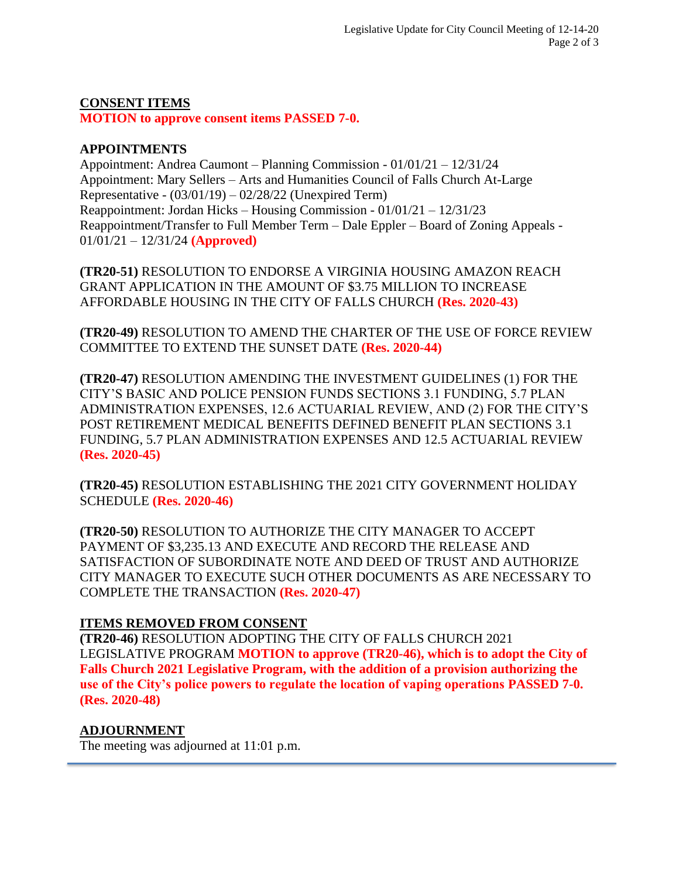## CONSENT ITEMS

**MOTION to approve consent items PASSED 7-0.**

### APPOINTMENTS

Appointment: Andrea Caumont – Planning Commission - 01/01/21 – 12/31/24
Appointment: Mary Sellers – Arts and Humanities Council of Falls Church At-Large Representative - (03/01/19) – 02/28/22 (Unexpired Term)
Reappointment: Jordan Hicks – Housing Commission - 01/01/21 – 12/31/23
Reappointment/Transfer to Full Member Term – Dale Eppler – Board of Zoning Appeals - 01/01/21 – 12/31/24 **(Approved)**

**(TR20-51)** RESOLUTION TO ENDORSE A VIRGINIA HOUSING AMAZON REACH GRANT APPLICATION IN THE AMOUNT OF $3.75 MILLION TO INCREASE AFFORDABLE HOUSING IN THE CITY OF FALLS CHURCH **(Res. 2020-43)**

**(TR20-49)** RESOLUTION TO AMEND THE CHARTER OF THE USE OF FORCE REVIEW COMMITTEE TO EXTEND THE SUNSET DATE **(Res. 2020-44)**

**(TR20-47)** RESOLUTION AMENDING THE INVESTMENT GUIDELINES (1) FOR THE CITY'S BASIC AND POLICE PENSION FUNDS SECTIONS 3.1 FUNDING, 5.7 PLAN ADMINISTRATION EXPENSES, 12.6 ACTUARIAL REVIEW, AND (2) FOR THE CITY'S POST RETIREMENT MEDICAL BENEFITS DEFINED BENEFIT PLAN SECTIONS 3.1 FUNDING, 5.7 PLAN ADMINISTRATION EXPENSES AND 12.5 ACTUARIAL REVIEW **(Res. 2020-45)**

**(TR20-45)** RESOLUTION ESTABLISHING THE 2021 CITY GOVERNMENT HOLIDAY SCHEDULE **(Res. 2020-46)**

**(TR20-50)** RESOLUTION TO AUTHORIZE THE CITY MANAGER TO ACCEPT PAYMENT OF $3,235.13 AND EXECUTE AND RECORD THE RELEASE AND SATISFACTION OF SUBORDINATE NOTE AND DEED OF TRUST AND AUTHORIZE CITY MANAGER TO EXECUTE SUCH OTHER DOCUMENTS AS ARE NECESSARY TO COMPLETE THE TRANSACTION **(Res. 2020-47)**

## ITEMS REMOVED FROM CONSENT

**(TR20-46)** RESOLUTION ADOPTING THE CITY OF FALLS CHURCH 2021 LEGISLATIVE PROGRAM **MOTION to approve (TR20-46), which is to adopt the City of Falls Church 2021 Legislative Program, with the addition of a provision authorizing the use of the City's police powers to regulate the location of vaping operations PASSED 7-0. (Res. 2020-48)**

## ADJOURNMENT

The meeting was adjourned at 11:01 p.m.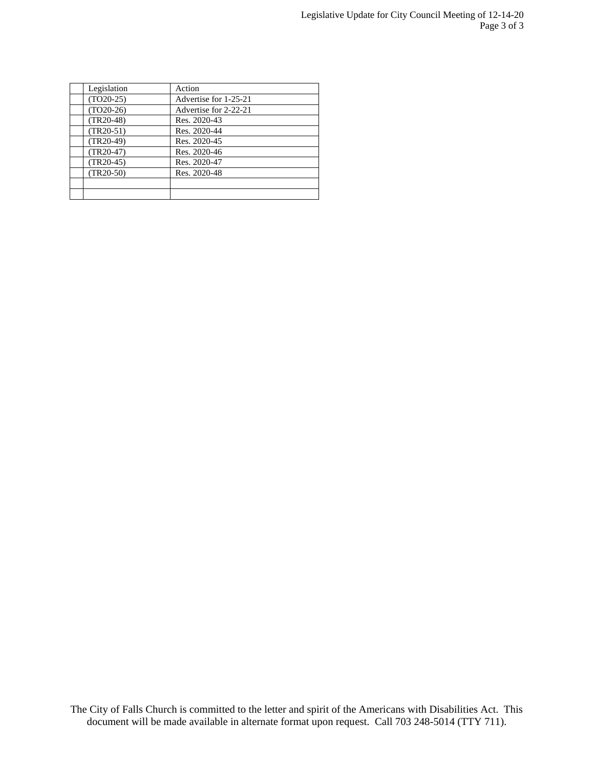| | Legislation | Action |
|---|---|---|
| | (TO20-25) | Advertise for 1-25-21 |
| | (TO20-26) | Advertise for 2-22-21 |
| | (TR20-48) | Res. 2020-43 |
| | (TR20-51) | Res. 2020-44 |
| | (TR20-49) | Res. 2020-45 |
| | (TR20-47) | Res. 2020-46 |
| | (TR20-45) | Res. 2020-47 |
| | (TR20-50) | Res. 2020-48 |
| | | |
| | | |

The City of Falls Church is committed to the letter and spirit of the Americans with Disabilities Act. This document will be made available in alternate format upon request. Call 703 248-5014 (TTY 711).